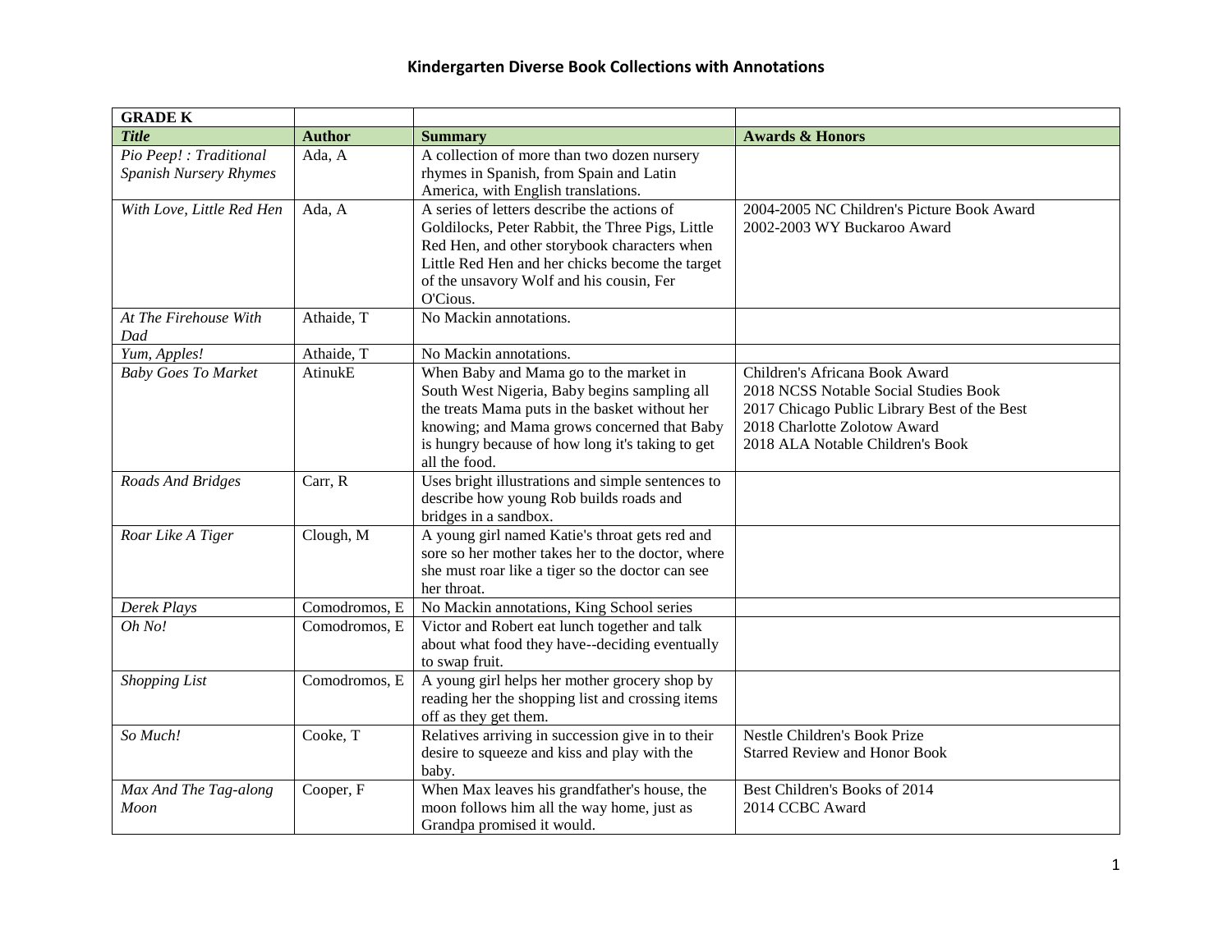# Kindergarten Diverse Book Collections with Annotations

| GRADE K | | | |
|---|---|---|---|
| ***Title*** | **Author** | **Summary** | **Awards & Honors** |
| *Pio Peep! : Traditional Spanish Nursery Rhymes* | Ada, A | A collection of more than two dozen nursery rhymes in Spanish, from Spain and Latin America, with English translations. | |
| *With Love, Little Red Hen* | Ada, A | A series of letters describe the actions of Goldilocks, Peter Rabbit, the Three Pigs, Little Red Hen, and other storybook characters when Little Red Hen and her chicks become the target of the unsavory Wolf and his cousin, Fer O'Cious. | 2004-2005 NC Children's Picture Book Award<br>2002-2003 WY Buckaroo Award |
| *At The Firehouse With Dad* | Athaide, T | No Mackin annotations. | |
| *Yum, Apples!* | Athaide, T | No Mackin annotations. | |
| *Baby Goes To Market* | AtinukE | When Baby and Mama go to the market in South West Nigeria, Baby begins sampling all the treats Mama puts in the basket without her knowing; and Mama grows concerned that Baby is hungry because of how long it's taking to get all the food. | Children's Africana Book Award<br>2018 NCSS Notable Social Studies Book<br>2017 Chicago Public Library Best of the Best<br>2018 Charlotte Zolotow Award<br>2018 ALA Notable Children's Book |
| *Roads And Bridges* | Carr, R | Uses bright illustrations and simple sentences to describe how young Rob builds roads and bridges in a sandbox. | |
| *Roar Like A Tiger* | Clough, M | A young girl named Katie's throat gets red and sore so her mother takes her to the doctor, where she must roar like a tiger so the doctor can see her throat. | |
| *Derek Plays* | Comodromos, E | No Mackin annotations, King School series | |
| *Oh No!* | Comodromos, E | Victor and Robert eat lunch together and talk about what food they have--deciding eventually to swap fruit. | |
| *Shopping List* | Comodromos, E | A young girl helps her mother grocery shop by reading her the shopping list and crossing items off as they get them. | |
| *So Much!* | Cooke, T | Relatives arriving in succession give in to their desire to squeeze and kiss and play with the baby. | Nestle Children's Book Prize<br>Starred Review and Honor Book |
| *Max And The Tag-along Moon* | Cooper, F | When Max leaves his grandfather's house, the moon follows him all the way home, just as Grandpa promised it would. | Best Children's Books of 2014<br>2014 CCBC Award |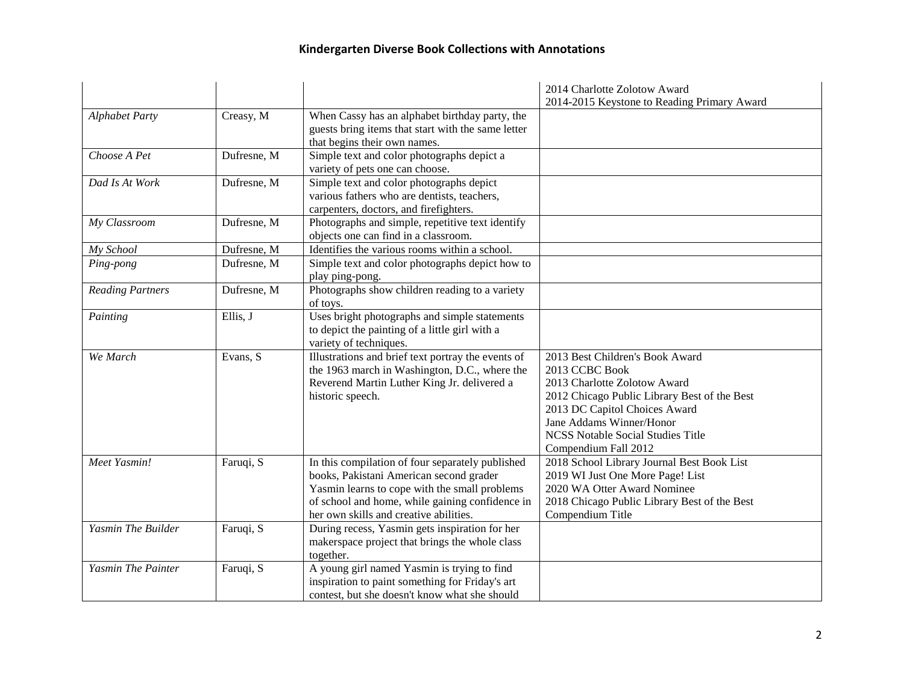# Kindergarten Diverse Book Collections with Annotations

| | | | |
|---|---|---|---|
| | | | 2014 Charlotte Zolotow Award<br>2014-2015 Keystone to Reading Primary Award |
| *Alphabet Party* | Creasy, M | When Cassy has an alphabet birthday party, the guests bring items that start with the same letter that begins their own names. | |
| *Choose A Pet* | Dufresne, M | Simple text and color photographs depict a variety of pets one can choose. | |
| *Dad Is At Work* | Dufresne, M | Simple text and color photographs depict various fathers who are dentists, teachers, carpenters, doctors, and firefighters. | |
| *My Classroom* | Dufresne, M | Photographs and simple, repetitive text identify objects one can find in a classroom. | |
| *My School* | Dufresne, M | Identifies the various rooms within a school. | |
| *Ping-pong* | Dufresne, M | Simple text and color photographs depict how to play ping-pong. | |
| *Reading Partners* | Dufresne, M | Photographs show children reading to a variety of toys. | |
| *Painting* | Ellis, J | Uses bright photographs and simple statements to depict the painting of a little girl with a variety of techniques. | |
| *We March* | Evans, S | Illustrations and brief text portray the events of the 1963 march in Washington, D.C., where the Reverend Martin Luther King Jr. delivered a historic speech. | 2013 Best Children's Book Award<br>2013 CCBC Book<br>2013 Charlotte Zolotow Award<br>2012 Chicago Public Library Best of the Best<br>2013 DC Capitol Choices Award<br>Jane Addams Winner/Honor<br>NCSS Notable Social Studies Title<br>Compendium Fall 2012 |
| *Meet Yasmin!* | Faruqi, S | In this compilation of four separately published books, Pakistani American second grader Yasmin learns to cope with the small problems of school and home, while gaining confidence in her own skills and creative abilities. | 2018 School Library Journal Best Book List<br>2019 WI Just One More Page! List<br>2020 WA Otter Award Nominee<br>2018 Chicago Public Library Best of the Best<br>Compendium Title |
| *Yasmin The Builder* | Faruqi, S | During recess, Yasmin gets inspiration for her makerspace project that brings the whole class together. | |
| *Yasmin The Painter* | Faruqi, S | A young girl named Yasmin is trying to find inspiration to paint something for Friday's art contest, but she doesn't know what she should | |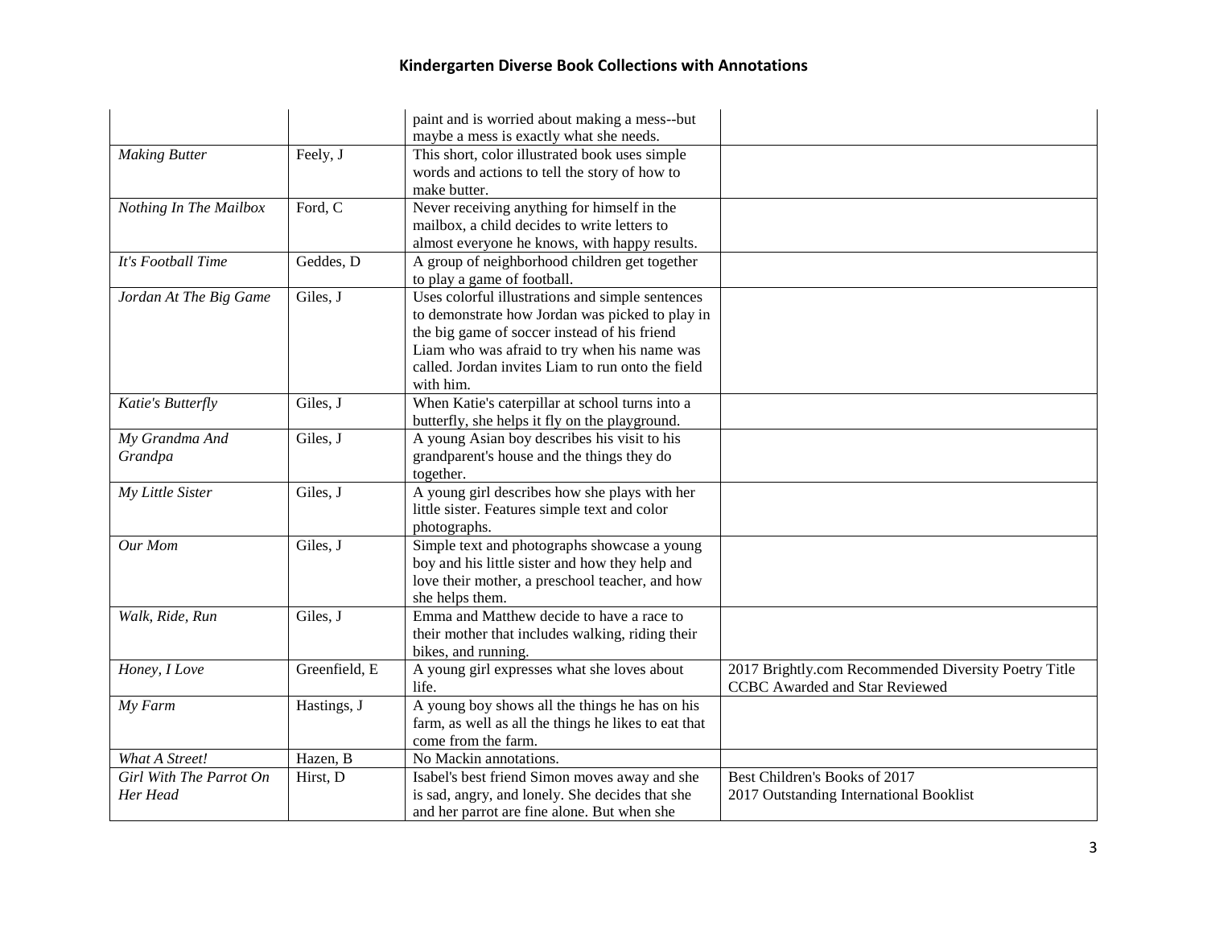# Kindergarten Diverse Book Collections with Annotations

| | | | |
|---|---|---|---|
| | | paint and is worried about making a mess--but maybe a mess is exactly what she needs. | |
| *Making Butter* | Feely, J | This short, color illustrated book uses simple words and actions to tell the story of how to make butter. | |
| *Nothing In The Mailbox* | Ford, C | Never receiving anything for himself in the mailbox, a child decides to write letters to almost everyone he knows, with happy results. | |
| *It's Football Time* | Geddes, D | A group of neighborhood children get together to play a game of football. | |
| *Jordan At The Big Game* | Giles, J | Uses colorful illustrations and simple sentences to demonstrate how Jordan was picked to play in the big game of soccer instead of his friend Liam who was afraid to try when his name was called. Jordan invites Liam to run onto the field with him. | |
| *Katie's Butterfly* | Giles, J | When Katie's caterpillar at school turns into a butterfly, she helps it fly on the playground. | |
| *My Grandma And Grandpa* | Giles, J | A young Asian boy describes his visit to his grandparent's house and the things they do together. | |
| *My Little Sister* | Giles, J | A young girl describes how she plays with her little sister. Features simple text and color photographs. | |
| *Our Mom* | Giles, J | Simple text and photographs showcase a young boy and his little sister and how they help and love their mother, a preschool teacher, and how she helps them. | |
| *Walk, Ride, Run* | Giles, J | Emma and Matthew decide to have a race to their mother that includes walking, riding their bikes, and running. | |
| *Honey, I Love* | Greenfield, E | A young girl expresses what she loves about life. | 2017 Brightly.com Recommended Diversity Poetry Title<br>CCBC Awarded and Star Reviewed |
| *My Farm* | Hastings, J | A young boy shows all the things he has on his farm, as well as all the things he likes to eat that come from the farm. | |
| *What A Street!* | Hazen, B | No Mackin annotations. | |
| *Girl With The Parrot On Her Head* | Hirst, D | Isabel's best friend Simon moves away and she is sad, angry, and lonely. She decides that she and her parrot are fine alone. But when she | Best Children's Books of 2017<br>2017 Outstanding International Booklist |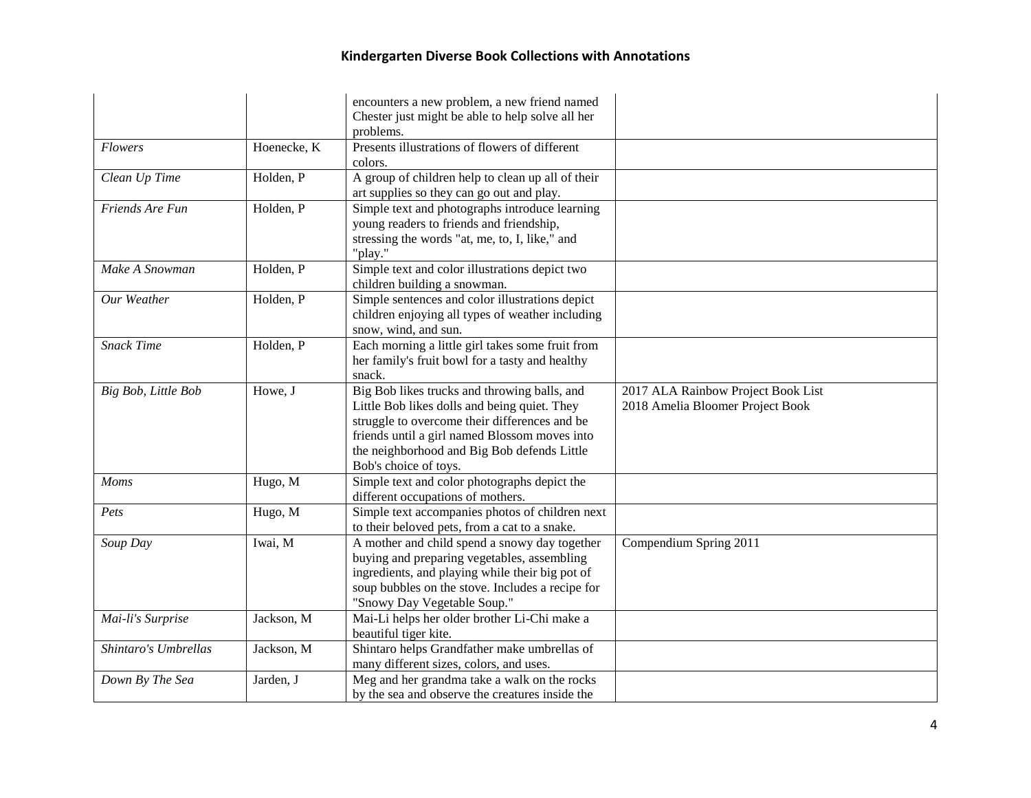| | | | |
|---|---|---|---|
| | | encounters a new problem, a new friend named Chester just might be able to help solve all her problems. | |
| *Flowers* | Hoenecke, K | Presents illustrations of flowers of different colors. | |
| *Clean Up Time* | Holden, P | A group of children help to clean up all of their art supplies so they can go out and play. | |
| *Friends Are Fun* | Holden, P | Simple text and photographs introduce learning young readers to friends and friendship, stressing the words "at, me, to, I, like," and "play." | |
| *Make A Snowman* | Holden, P | Simple text and color illustrations depict two children building a snowman. | |
| *Our Weather* | Holden, P | Simple sentences and color illustrations depict children enjoying all types of weather including snow, wind, and sun. | |
| *Snack Time* | Holden, P | Each morning a little girl takes some fruit from her family's fruit bowl for a tasty and healthy snack. | |
| *Big Bob, Little Bob* | Howe, J | Big Bob likes trucks and throwing balls, and Little Bob likes dolls and being quiet. They struggle to overcome their differences and be friends until a girl named Blossom moves into the neighborhood and Big Bob defends Little Bob's choice of toys. | 2017 ALA Rainbow Project Book List<br>2018 Amelia Bloomer Project Book |
| *Moms* | Hugo, M | Simple text and color photographs depict the different occupations of mothers. | |
| *Pets* | Hugo, M | Simple text accompanies photos of children next to their beloved pets, from a cat to a snake. | |
| *Soup Day* | Iwai, M | A mother and child spend a snowy day together buying and preparing vegetables, assembling ingredients, and playing while their big pot of soup bubbles on the stove. Includes a recipe for "Snowy Day Vegetable Soup." | Compendium Spring 2011 |
| *Mai-li's Surprise* | Jackson, M | Mai-Li helps her older brother Li-Chi make a beautiful tiger kite. | |
| *Shintaro's Umbrellas* | Jackson, M | Shintaro helps Grandfather make umbrellas of many different sizes, colors, and uses. | |
| *Down By The Sea* | Jarden, J | Meg and her grandma take a walk on the rocks by the sea and observe the creatures inside the | |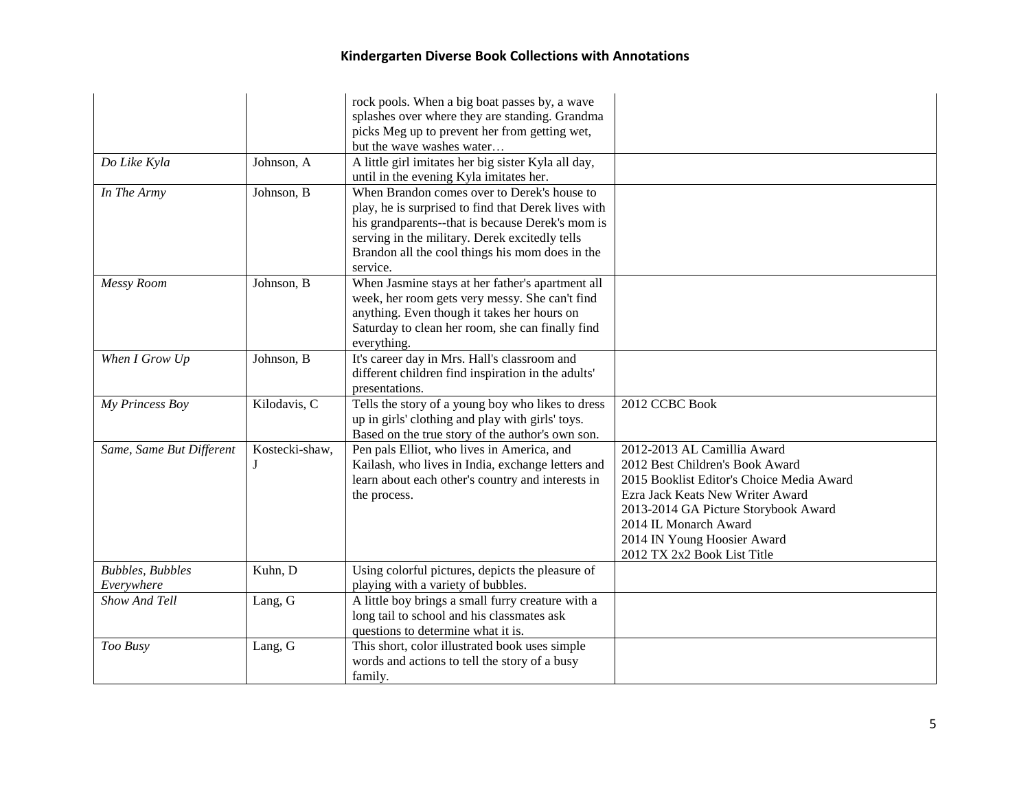| | | | |
|---|---|---|---|
| | | rock pools. When a big boat passes by, a wave splashes over where they are standing. Grandma picks Meg up to prevent her from getting wet, but the wave washes water… | |
| *Do Like Kyla* | Johnson, A | A little girl imitates her big sister Kyla all day, until in the evening Kyla imitates her. | |
| *In The Army* | Johnson, B | When Brandon comes over to Derek's house to play, he is surprised to find that Derek lives with his grandparents--that is because Derek's mom is serving in the military. Derek excitedly tells Brandon all the cool things his mom does in the service. | |
| *Messy Room* | Johnson, B | When Jasmine stays at her father's apartment all week, her room gets very messy. She can't find anything. Even though it takes her hours on Saturday to clean her room, she can finally find everything. | |
| *When I Grow Up* | Johnson, B | It's career day in Mrs. Hall's classroom and different children find inspiration in the adults' presentations. | |
| *My Princess Boy* | Kilodavis, C | Tells the story of a young boy who likes to dress up in girls' clothing and play with girls' toys. Based on the true story of the author's own son. | 2012 CCBC Book |
| *Same, Same But Different* | Kostecki-shaw, J | Pen pals Elliot, who lives in America, and Kailash, who lives in India, exchange letters and learn about each other's country and interests in the process. | 2012-2013 AL Camillia Award<br>2012 Best Children's Book Award<br>2015 Booklist Editor's Choice Media Award<br>Ezra Jack Keats New Writer Award<br>2013-2014 GA Picture Storybook Award<br>2014 IL Monarch Award<br>2014 IN Young Hoosier Award<br>2012 TX 2x2 Book List Title |
| *Bubbles, Bubbles Everywhere* | Kuhn, D | Using colorful pictures, depicts the pleasure of playing with a variety of bubbles. | |
| *Show And Tell* | Lang, G | A little boy brings a small furry creature with a long tail to school and his classmates ask questions to determine what it is. | |
| *Too Busy* | Lang, G | This short, color illustrated book uses simple words and actions to tell the story of a busy family. | |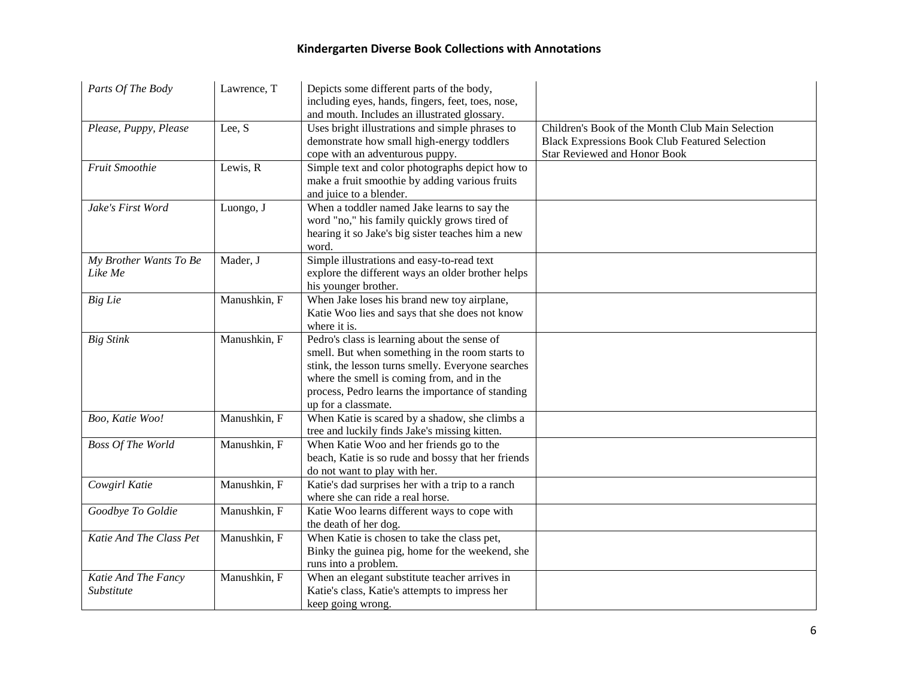# Kindergarten Diverse Book Collections with Annotations

| | | | |
|---|---|---|---|
| *Parts Of The Body* | Lawrence, T | Depicts some different parts of the body, including eyes, hands, fingers, feet, toes, nose, and mouth. Includes an illustrated glossary. | |
| *Please, Puppy, Please* | Lee, S | Uses bright illustrations and simple phrases to demonstrate how small high-energy toddlers cope with an adventurous puppy. | Children's Book of the Month Club Main Selection<br>Black Expressions Book Club Featured Selection<br>Star Reviewed and Honor Book |
| *Fruit Smoothie* | Lewis, R | Simple text and color photographs depict how to make a fruit smoothie by adding various fruits and juice to a blender. | |
| *Jake's First Word* | Luongo, J | When a toddler named Jake learns to say the word "no," his family quickly grows tired of hearing it so Jake's big sister teaches him a new word. | |
| *My Brother Wants To Be Like Me* | Mader, J | Simple illustrations and easy-to-read text explore the different ways an older brother helps his younger brother. | |
| *Big Lie* | Manushkin, F | When Jake loses his brand new toy airplane, Katie Woo lies and says that she does not know where it is. | |
| *Big Stink* | Manushkin, F | Pedro's class is learning about the sense of smell. But when something in the room starts to stink, the lesson turns smelly. Everyone searches where the smell is coming from, and in the process, Pedro learns the importance of standing up for a classmate. | |
| *Boo, Katie Woo!* | Manushkin, F | When Katie is scared by a shadow, she climbs a tree and luckily finds Jake's missing kitten. | |
| *Boss Of The World* | Manushkin, F | When Katie Woo and her friends go to the beach, Katie is so rude and bossy that her friends do not want to play with her. | |
| *Cowgirl Katie* | Manushkin, F | Katie's dad surprises her with a trip to a ranch where she can ride a real horse. | |
| *Goodbye To Goldie* | Manushkin, F | Katie Woo learns different ways to cope with the death of her dog. | |
| *Katie And The Class Pet* | Manushkin, F | When Katie is chosen to take the class pet, Binky the guinea pig, home for the weekend, she runs into a problem. | |
| *Katie And The Fancy Substitute* | Manushkin, F | When an elegant substitute teacher arrives in Katie's class, Katie's attempts to impress her keep going wrong. | |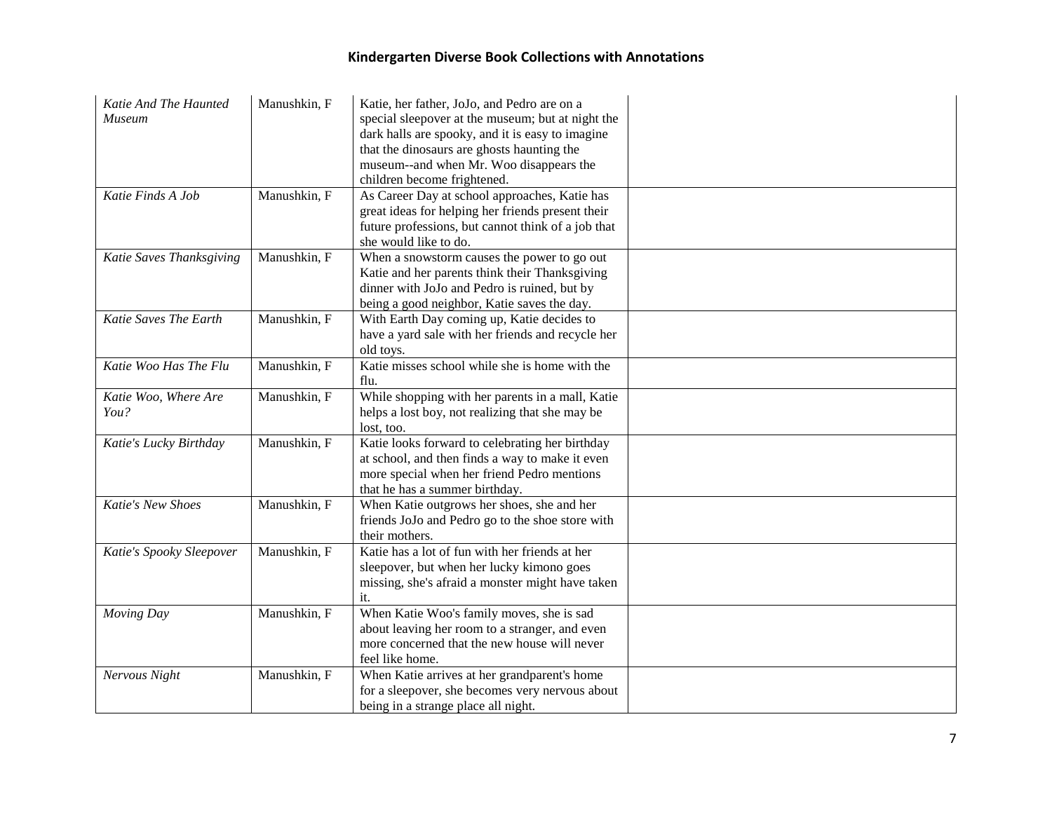## Kindergarten Diverse Book Collections with Annotations

| | | | |
|---|---|---|---|
| *Katie And The Haunted Museum* | Manushkin, F | Katie, her father, JoJo, and Pedro are on a special sleepover at the museum; but at night the dark halls are spooky, and it is easy to imagine that the dinosaurs are ghosts haunting the museum--and when Mr. Woo disappears the children become frightened. | |
| *Katie Finds A Job* | Manushkin, F | As Career Day at school approaches, Katie has great ideas for helping her friends present their future professions, but cannot think of a job that she would like to do. | |
| *Katie Saves Thanksgiving* | Manushkin, F | When a snowstorm causes the power to go out Katie and her parents think their Thanksgiving dinner with JoJo and Pedro is ruined, but by being a good neighbor, Katie saves the day. | |
| *Katie Saves The Earth* | Manushkin, F | With Earth Day coming up, Katie decides to have a yard sale with her friends and recycle her old toys. | |
| *Katie Woo Has The Flu* | Manushkin, F | Katie misses school while she is home with the flu. | |
| *Katie Woo, Where Are You?* | Manushkin, F | While shopping with her parents in a mall, Katie helps a lost boy, not realizing that she may be lost, too. | |
| *Katie's Lucky Birthday* | Manushkin, F | Katie looks forward to celebrating her birthday at school, and then finds a way to make it even more special when her friend Pedro mentions that he has a summer birthday. | |
| *Katie's New Shoes* | Manushkin, F | When Katie outgrows her shoes, she and her friends JoJo and Pedro go to the shoe store with their mothers. | |
| *Katie's Spooky Sleepover* | Manushkin, F | Katie has a lot of fun with her friends at her sleepover, but when her lucky kimono goes missing, she's afraid a monster might have taken it. | |
| *Moving Day* | Manushkin, F | When Katie Woo's family moves, she is sad about leaving her room to a stranger, and even more concerned that the new house will never feel like home. | |
| *Nervous Night* | Manushkin, F | When Katie arrives at her grandparent's home for a sleepover, she becomes very nervous about being in a strange place all night. | |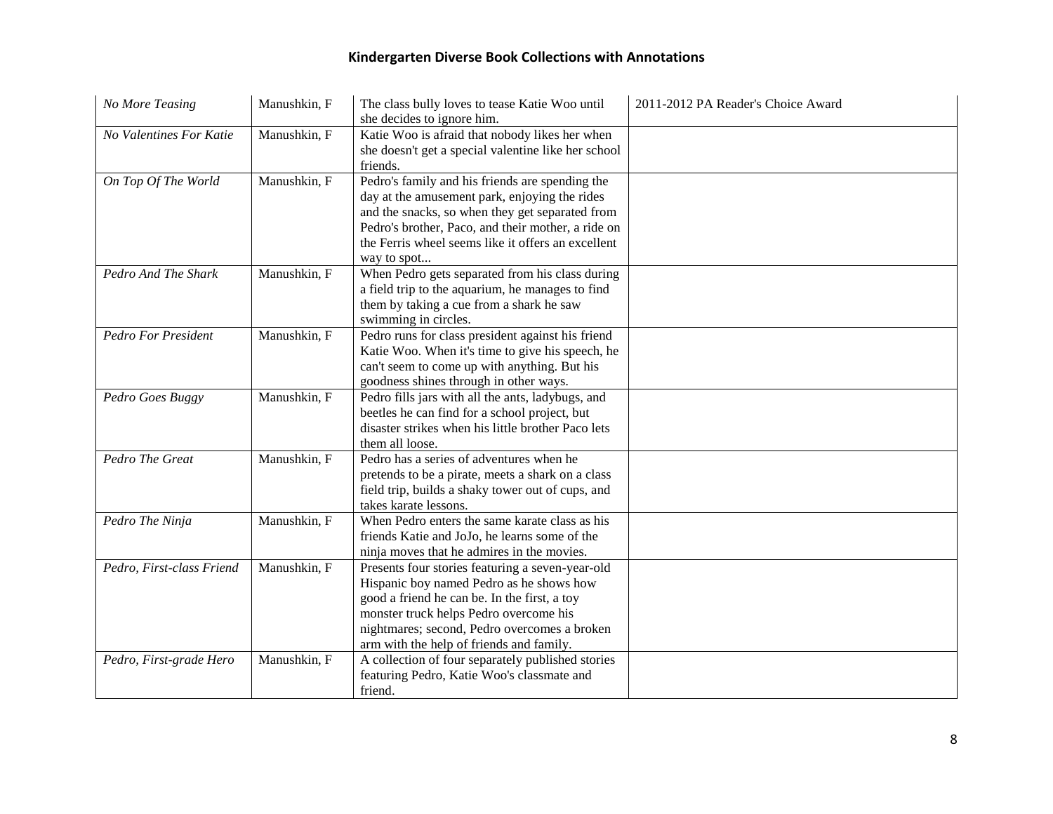| | | | |
|---|---|---|---|
| *No More Teasing* | Manushkin, F | The class bully loves to tease Katie Woo until she decides to ignore him. | 2011-2012 PA Reader's Choice Award |
| *No Valentines For Katie* | Manushkin, F | Katie Woo is afraid that nobody likes her when she doesn't get a special valentine like her school friends. | |
| *On Top Of The World* | Manushkin, F | Pedro's family and his friends are spending the day at the amusement park, enjoying the rides and the snacks, so when they get separated from Pedro's brother, Paco, and their mother, a ride on the Ferris wheel seems like it offers an excellent way to spot... | |
| *Pedro And The Shark* | Manushkin, F | When Pedro gets separated from his class during a field trip to the aquarium, he manages to find them by taking a cue from a shark he saw swimming in circles. | |
| *Pedro For President* | Manushkin, F | Pedro runs for class president against his friend Katie Woo. When it's time to give his speech, he can't seem to come up with anything. But his goodness shines through in other ways. | |
| *Pedro Goes Buggy* | Manushkin, F | Pedro fills jars with all the ants, ladybugs, and beetles he can find for a school project, but disaster strikes when his little brother Paco lets them all loose. | |
| *Pedro The Great* | Manushkin, F | Pedro has a series of adventures when he pretends to be a pirate, meets a shark on a class field trip, builds a shaky tower out of cups, and takes karate lessons. | |
| *Pedro The Ninja* | Manushkin, F | When Pedro enters the same karate class as his friends Katie and JoJo, he learns some of the ninja moves that he admires in the movies. | |
| *Pedro, First-class Friend* | Manushkin, F | Presents four stories featuring a seven-year-old Hispanic boy named Pedro as he shows how good a friend he can be. In the first, a toy monster truck helps Pedro overcome his nightmares; second, Pedro overcomes a broken arm with the help of friends and family. | |
| *Pedro, First-grade Hero* | Manushkin, F | A collection of four separately published stories featuring Pedro, Katie Woo's classmate and friend. | |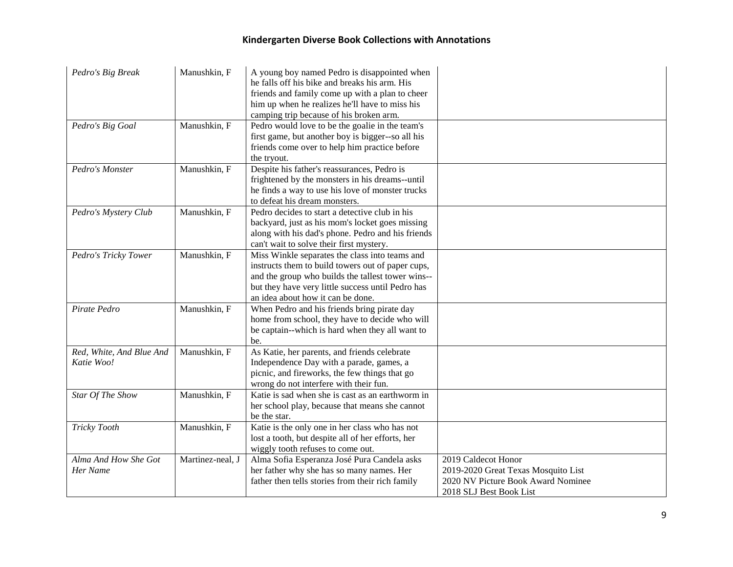# Kindergarten Diverse Book Collections with Annotations

| | | | |
|---|---|---|---|
| *Pedro's Big Break* | Manushkin, F | A young boy named Pedro is disappointed when he falls off his bike and breaks his arm. His friends and family come up with a plan to cheer him up when he realizes he'll have to miss his camping trip because of his broken arm. | |
| *Pedro's Big Goal* | Manushkin, F | Pedro would love to be the goalie in the team's first game, but another boy is bigger--so all his friends come over to help him practice before the tryout. | |
| *Pedro's Monster* | Manushkin, F | Despite his father's reassurances, Pedro is frightened by the monsters in his dreams--until he finds a way to use his love of monster trucks to defeat his dream monsters. | |
| *Pedro's Mystery Club* | Manushkin, F | Pedro decides to start a detective club in his backyard, just as his mom's locket goes missing along with his dad's phone. Pedro and his friends can't wait to solve their first mystery. | |
| *Pedro's Tricky Tower* | Manushkin, F | Miss Winkle separates the class into teams and instructs them to build towers out of paper cups, and the group who builds the tallest tower wins--but they have very little success until Pedro has an idea about how it can be done. | |
| *Pirate Pedro* | Manushkin, F | When Pedro and his friends bring pirate day home from school, they have to decide who will be captain--which is hard when they all want to be. | |
| *Red, White, And Blue And Katie Woo!* | Manushkin, F | As Katie, her parents, and friends celebrate Independence Day with a parade, games, a picnic, and fireworks, the few things that go wrong do not interfere with their fun. | |
| *Star Of The Show* | Manushkin, F | Katie is sad when she is cast as an earthworm in her school play, because that means she cannot be the star. | |
| *Tricky Tooth* | Manushkin, F | Katie is the only one in her class who has not lost a tooth, but despite all of her efforts, her wiggly tooth refuses to come out. | |
| *Alma And How She Got Her Name* | Martinez-neal, J | Alma Sofia Esperanza José Pura Candela asks her father why she has so many names. Her father then tells stories from their rich family | 2019 Caldecot Honor<br>2019-2020 Great Texas Mosquito List<br>2020 NV Picture Book Award Nominee<br>2018 SLJ Best Book List |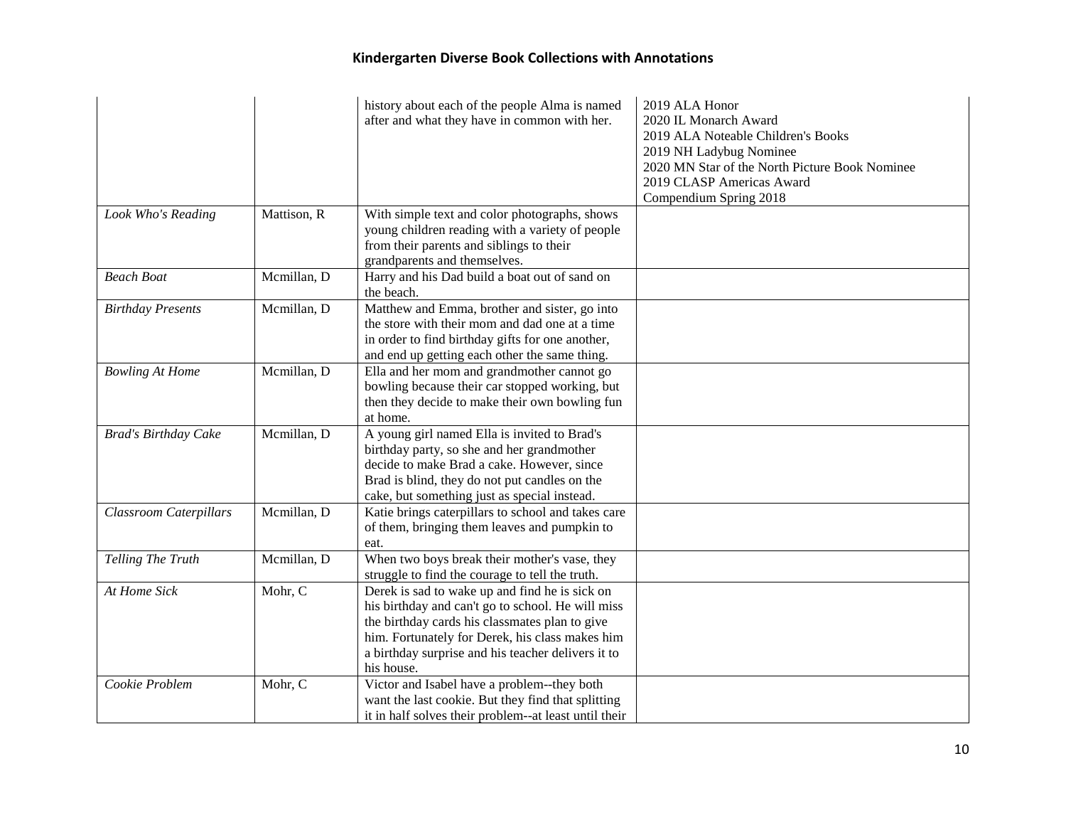| | | | |
|---|---|---|---|
| | | history about each of the people Alma is named after and what they have in common with her. | 2019 ALA Honor<br>2020 IL Monarch Award<br>2019 ALA Noteable Children's Books<br>2019 NH Ladybug Nominee<br>2020 MN Star of the North Picture Book Nominee<br>2019 CLASP Americas Award<br>Compendium Spring 2018 |
| *Look Who's Reading* | Mattison, R | With simple text and color photographs, shows young children reading with a variety of people from their parents and siblings to their grandparents and themselves. | |
| *Beach Boat* | Mcmillan, D | Harry and his Dad build a boat out of sand on the beach. | |
| *Birthday Presents* | Mcmillan, D | Matthew and Emma, brother and sister, go into the store with their mom and dad one at a time in order to find birthday gifts for one another, and end up getting each other the same thing. | |
| *Bowling At Home* | Mcmillan, D | Ella and her mom and grandmother cannot go bowling because their car stopped working, but then they decide to make their own bowling fun at home. | |
| *Brad's Birthday Cake* | Mcmillan, D | A young girl named Ella is invited to Brad's birthday party, so she and her grandmother decide to make Brad a cake. However, since Brad is blind, they do not put candles on the cake, but something just as special instead. | |
| *Classroom Caterpillars* | Mcmillan, D | Katie brings caterpillars to school and takes care of them, bringing them leaves and pumpkin to eat. | |
| *Telling The Truth* | Mcmillan, D | When two boys break their mother's vase, they struggle to find the courage to tell the truth. | |
| *At Home Sick* | Mohr, C | Derek is sad to wake up and find he is sick on his birthday and can't go to school. He will miss the birthday cards his classmates plan to give him. Fortunately for Derek, his class makes him a birthday surprise and his teacher delivers it to his house. | |
| *Cookie Problem* | Mohr, C | Victor and Isabel have a problem--they both want the last cookie. But they find that splitting it in half solves their problem--at least until their | |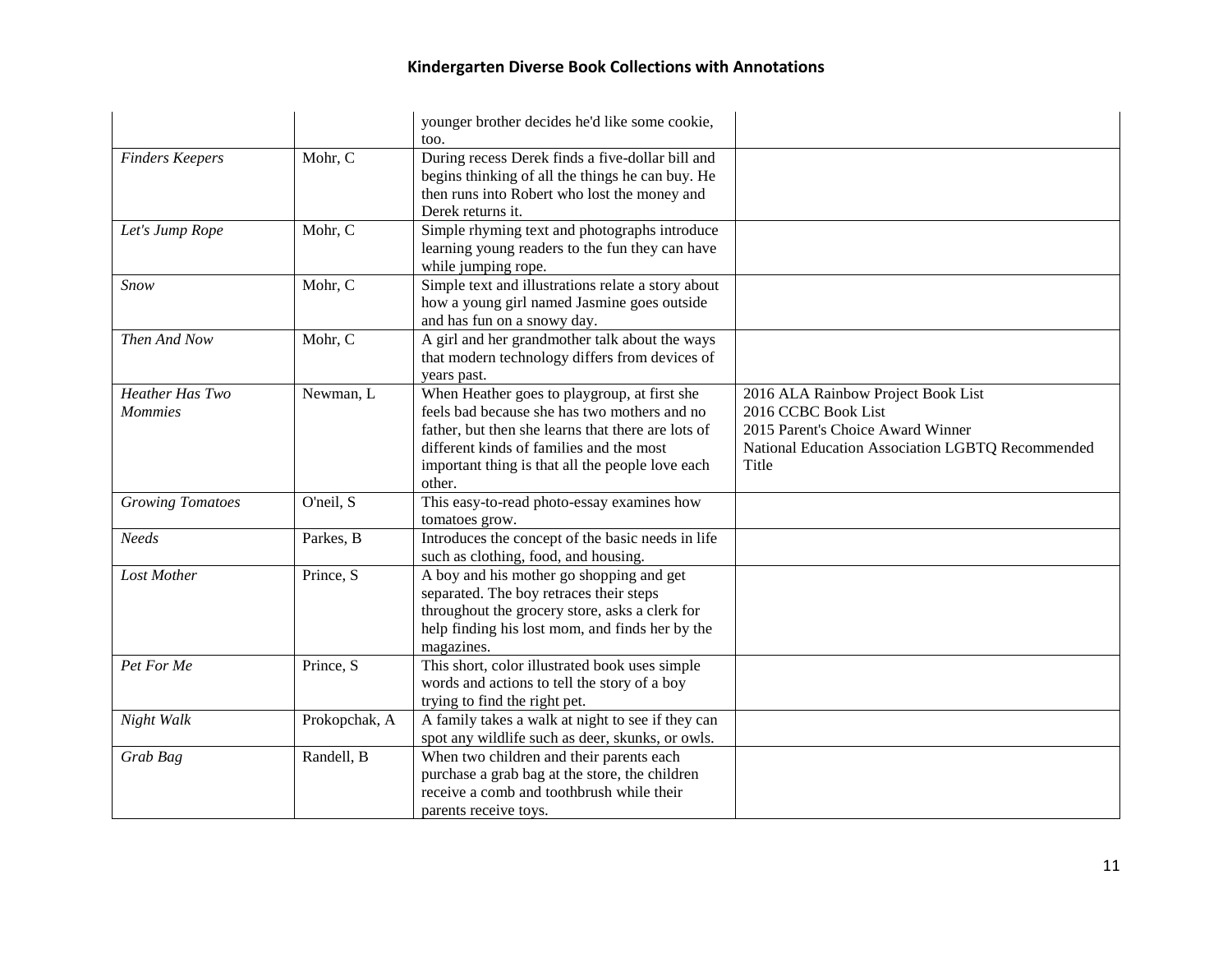## Kindergarten Diverse Book Collections with Annotations

| | | | |
|---|---|---|---|
| | | younger brother decides he'd like some cookie, too. | |
| *Finders Keepers* | Mohr, C | During recess Derek finds a five-dollar bill and begins thinking of all the things he can buy. He then runs into Robert who lost the money and Derek returns it. | |
| *Let's Jump Rope* | Mohr, C | Simple rhyming text and photographs introduce learning young readers to the fun they can have while jumping rope. | |
| *Snow* | Mohr, C | Simple text and illustrations relate a story about how a young girl named Jasmine goes outside and has fun on a snowy day. | |
| *Then And Now* | Mohr, C | A girl and her grandmother talk about the ways that modern technology differs from devices of years past. | |
| *Heather Has Two Mommies* | Newman, L | When Heather goes to playgroup, at first she feels bad because she has two mothers and no father, but then she learns that there are lots of different kinds of families and the most important thing is that all the people love each other. | 2016 ALA Rainbow Project Book List<br>2016 CCBC Book List<br>2015 Parent's Choice Award Winner<br>National Education Association LGBTQ Recommended Title |
| *Growing Tomatoes* | O'neil, S | This easy-to-read photo-essay examines how tomatoes grow. | |
| *Needs* | Parkes, B | Introduces the concept of the basic needs in life such as clothing, food, and housing. | |
| *Lost Mother* | Prince, S | A boy and his mother go shopping and get separated. The boy retraces their steps throughout the grocery store, asks a clerk for help finding his lost mom, and finds her by the magazines. | |
| *Pet For Me* | Prince, S | This short, color illustrated book uses simple words and actions to tell the story of a boy trying to find the right pet. | |
| *Night Walk* | Prokopchak, A | A family takes a walk at night to see if they can spot any wildlife such as deer, skunks, or owls. | |
| *Grab Bag* | Randell, B | When two children and their parents each purchase a grab bag at the store, the children receive a comb and toothbrush while their parents receive toys. | |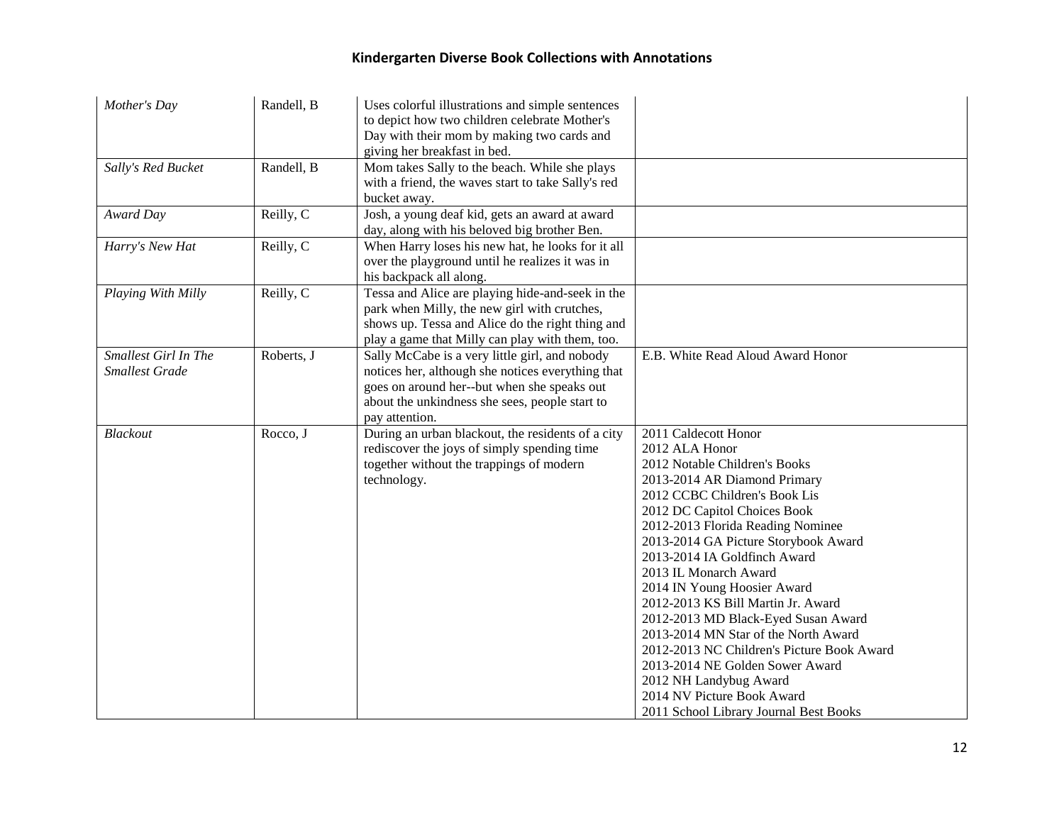# Kindergarten Diverse Book Collections with Annotations

| | | | |
|---|---|---|---|
| *Mother's Day* | Randell, B | Uses colorful illustrations and simple sentences to depict how two children celebrate Mother's Day with their mom by making two cards and giving her breakfast in bed. | |
| *Sally's Red Bucket* | Randell, B | Mom takes Sally to the beach. While she plays with a friend, the waves start to take Sally's red bucket away. | |
| *Award Day* | Reilly, C | Josh, a young deaf kid, gets an award at award day, along with his beloved big brother Ben. | |
| *Harry's New Hat* | Reilly, C | When Harry loses his new hat, he looks for it all over the playground until he realizes it was in his backpack all along. | |
| *Playing With Milly* | Reilly, C | Tessa and Alice are playing hide-and-seek in the park when Milly, the new girl with crutches, shows up. Tessa and Alice do the right thing and play a game that Milly can play with them, too. | |
| *Smallest Girl In The Smallest Grade* | Roberts, J | Sally McCabe is a very little girl, and nobody notices her, although she notices everything that goes on around her--but when she speaks out about the unkindness she sees, people start to pay attention. | E.B. White Read Aloud Award Honor |
| *Blackout* | Rocco, J | During an urban blackout, the residents of a city rediscover the joys of simply spending time together without the trappings of modern technology. | 2011 Caldecott Honor<br>2012 ALA Honor<br>2012 Notable Children's Books<br>2013-2014 AR Diamond Primary<br>2012 CCBC Children's Book Lis<br>2012 DC Capitol Choices Book<br>2012-2013 Florida Reading Nominee<br>2013-2014 GA Picture Storybook Award<br>2013-2014 IA Goldfinch Award<br>2013 IL Monarch Award<br>2014 IN Young Hoosier Award<br>2012-2013 KS Bill Martin Jr. Award<br>2012-2013 MD Black-Eyed Susan Award<br>2013-2014 MN Star of the North Award<br>2012-2013 NC Children's Picture Book Award<br>2013-2014 NE Golden Sower Award<br>2012 NH Landybug Award<br>2014 NV Picture Book Award<br>2011 School Library Journal Best Books |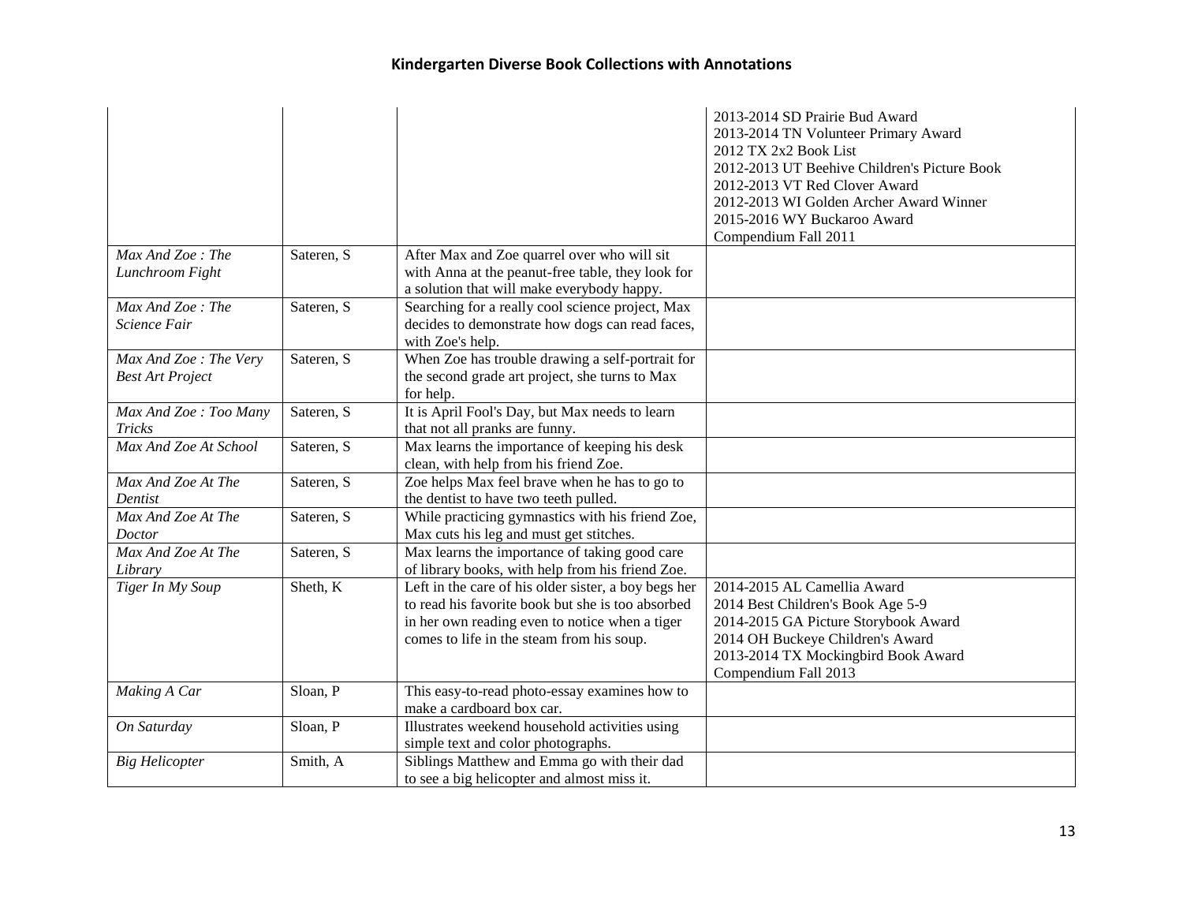# Kindergarten Diverse Book Collections with Annotations

| | | | |
|---|---|---|---|
| | | | 2013-2014 SD Prairie Bud Award<br>2013-2014 TN Volunteer Primary Award<br>2012 TX 2x2 Book List<br>2012-2013 UT Beehive Children's Picture Book<br>2012-2013 VT Red Clover Award<br>2012-2013 WI Golden Archer Award Winner<br>2015-2016 WY Buckaroo Award<br>Compendium Fall 2011 |
| *Max And Zoe : The Lunchroom Fight* | Sateren, S | After Max and Zoe quarrel over who will sit with Anna at the peanut-free table, they look for a solution that will make everybody happy. | |
| *Max And Zoe : The Science Fair* | Sateren, S | Searching for a really cool science project, Max decides to demonstrate how dogs can read faces, with Zoe's help. | |
| *Max And Zoe : The Very Best Art Project* | Sateren, S | When Zoe has trouble drawing a self-portrait for the second grade art project, she turns to Max for help. | |
| *Max And Zoe : Too Many Tricks* | Sateren, S | It is April Fool's Day, but Max needs to learn that not all pranks are funny. | |
| *Max And Zoe At School* | Sateren, S | Max learns the importance of keeping his desk clean, with help from his friend Zoe. | |
| *Max And Zoe At The Dentist* | Sateren, S | Zoe helps Max feel brave when he has to go to the dentist to have two teeth pulled. | |
| *Max And Zoe At The Doctor* | Sateren, S | While practicing gymnastics with his friend Zoe, Max cuts his leg and must get stitches. | |
| *Max And Zoe At The Library* | Sateren, S | Max learns the importance of taking good care of library books, with help from his friend Zoe. | |
| *Tiger In My Soup* | Sheth, K | Left in the care of his older sister, a boy begs her to read his favorite book but she is too absorbed in her own reading even to notice when a tiger comes to life in the steam from his soup. | 2014-2015 AL Camellia Award<br>2014 Best Children's Book Age 5-9<br>2014-2015 GA Picture Storybook Award<br>2014 OH Buckeye Children's Award<br>2013-2014 TX Mockingbird Book Award<br>Compendium Fall 2013 |
| *Making A Car* | Sloan, P | This easy-to-read photo-essay examines how to make a cardboard box car. | |
| *On Saturday* | Sloan, P | Illustrates weekend household activities using simple text and color photographs. | |
| *Big Helicopter* | Smith, A | Siblings Matthew and Emma go with their dad to see a big helicopter and almost miss it. | |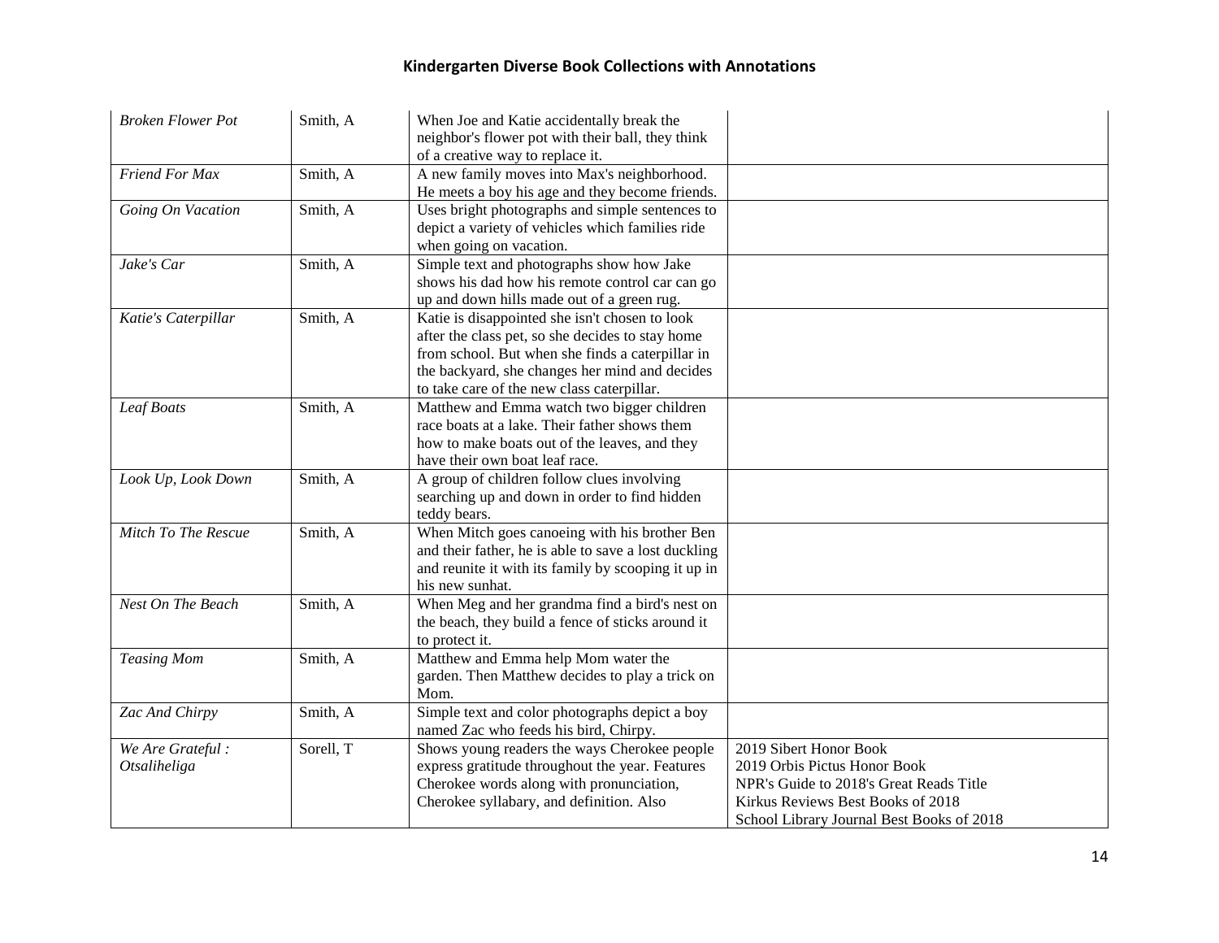| | | | |
|---|---|---|---|
| *Broken Flower Pot* | Smith, A | When Joe and Katie accidentally break the neighbor's flower pot with their ball, they think of a creative way to replace it. | |
| *Friend For Max* | Smith, A | A new family moves into Max's neighborhood. He meets a boy his age and they become friends. | |
| *Going On Vacation* | Smith, A | Uses bright photographs and simple sentences to depict a variety of vehicles which families ride when going on vacation. | |
| *Jake's Car* | Smith, A | Simple text and photographs show how Jake shows his dad how his remote control car can go up and down hills made out of a green rug. | |
| *Katie's Caterpillar* | Smith, A | Katie is disappointed she isn't chosen to look after the class pet, so she decides to stay home from school. But when she finds a caterpillar in the backyard, she changes her mind and decides to take care of the new class caterpillar. | |
| *Leaf Boats* | Smith, A | Matthew and Emma watch two bigger children race boats at a lake. Their father shows them how to make boats out of the leaves, and they have their own boat leaf race. | |
| *Look Up, Look Down* | Smith, A | A group of children follow clues involving searching up and down in order to find hidden teddy bears. | |
| *Mitch To The Rescue* | Smith, A | When Mitch goes canoeing with his brother Ben and their father, he is able to save a lost duckling and reunite it with its family by scooping it up in his new sunhat. | |
| *Nest On The Beach* | Smith, A | When Meg and her grandma find a bird's nest on the beach, they build a fence of sticks around it to protect it. | |
| *Teasing Mom* | Smith, A | Matthew and Emma help Mom water the garden. Then Matthew decides to play a trick on Mom. | |
| *Zac And Chirpy* | Smith, A | Simple text and color photographs depict a boy named Zac who feeds his bird, Chirpy. | |
| *We Are Grateful : Otsaliheliga* | Sorell, T | Shows young readers the ways Cherokee people express gratitude throughout the year. Features Cherokee words along with pronunciation, Cherokee syllabary, and definition. Also | 2019 Sibert Honor Book<br>2019 Orbis Pictus Honor Book<br>NPR's Guide to 2018's Great Reads Title<br>Kirkus Reviews Best Books of 2018<br>School Library Journal Best Books of 2018 |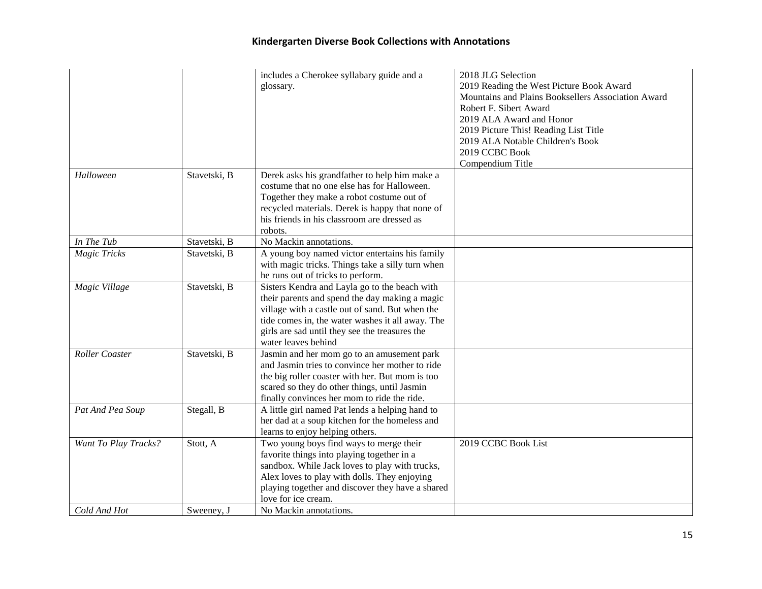# Kindergarten Diverse Book Collections with Annotations

| | | | |
|---|---|---|---|
| | | includes a Cherokee syllabary guide and a glossary. | 2018 JLG Selection<br>2019 Reading the West Picture Book Award<br>Mountains and Plains Booksellers Association Award<br>Robert F. Sibert Award<br>2019 ALA Award and Honor<br>2019 Picture This! Reading List Title<br>2019 ALA Notable Children's Book<br>2019 CCBC Book<br>Compendium Title |
| *Halloween* | Stavetski, B | Derek asks his grandfather to help him make a costume that no one else has for Halloween. Together they make a robot costume out of recycled materials. Derek is happy that none of his friends in his classroom are dressed as robots. | |
| *In The Tub* | Stavetski, B | No Mackin annotations. | |
| *Magic Tricks* | Stavetski, B | A young boy named victor entertains his family with magic tricks. Things take a silly turn when he runs out of tricks to perform. | |
| *Magic Village* | Stavetski, B | Sisters Kendra and Layla go to the beach with their parents and spend the day making a magic village with a castle out of sand. But when the tide comes in, the water washes it all away. The girls are sad until they see the treasures the water leaves behind | |
| *Roller Coaster* | Stavetski, B | Jasmin and her mom go to an amusement park and Jasmin tries to convince her mother to ride the big roller coaster with her. But mom is too scared so they do other things, until Jasmin finally convinces her mom to ride the ride. | |
| *Pat And Pea Soup* | Stegall, B | A little girl named Pat lends a helping hand to her dad at a soup kitchen for the homeless and learns to enjoy helping others. | |
| *Want To Play Trucks?* | Stott, A | Two young boys find ways to merge their favorite things into playing together in a sandbox. While Jack loves to play with trucks, Alex loves to play with dolls. They enjoying playing together and discover they have a shared love for ice cream. | 2019 CCBC Book List |
| *Cold And Hot* | Sweeney, J | No Mackin annotations. | |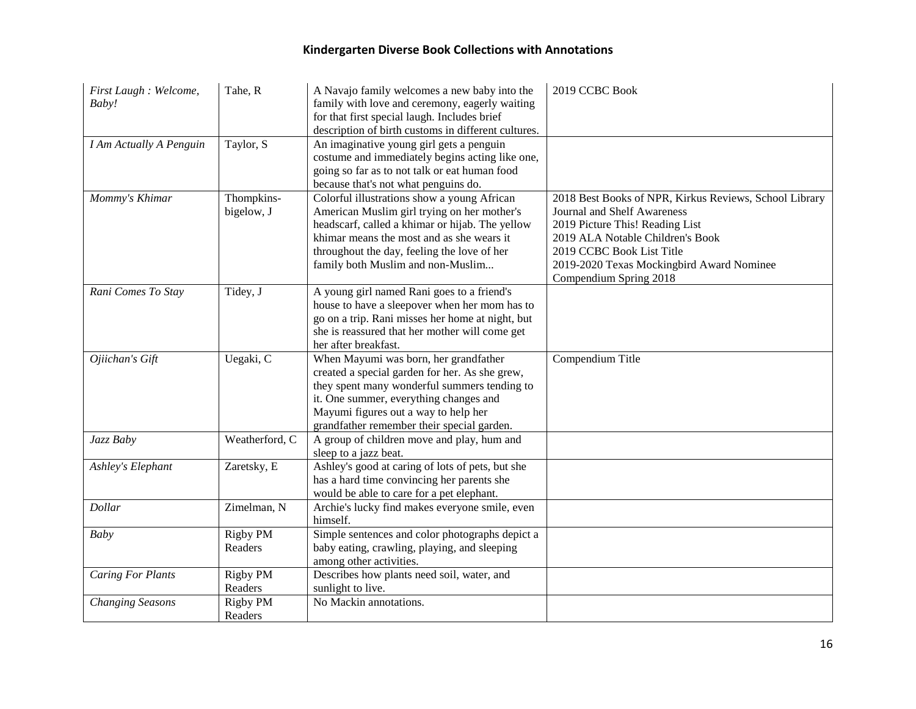| | | | |
|---|---|---|---|
| *First Laugh : Welcome, Baby!* | Tahe, R | A Navajo family welcomes a new baby into the family with love and ceremony, eagerly waiting for that first special laugh. Includes brief description of birth customs in different cultures. | 2019 CCBC Book |
| *I Am Actually A Penguin* | Taylor, S | An imaginative young girl gets a penguin costume and immediately begins acting like one, going so far as to not talk or eat human food because that's not what penguins do. | |
| *Mommy's Khimar* | Thompkins-bigelow, J | Colorful illustrations show a young African American Muslim girl trying on her mother's headscarf, called a khimar or hijab. The yellow khimar means the most and as she wears it throughout the day, feeling the love of her family both Muslim and non-Muslim... | 2018 Best Books of NPR, Kirkus Reviews, School Library Journal and Shelf Awareness<br>2019 Picture This! Reading List<br>2019 ALA Notable Children's Book<br>2019 CCBC Book List Title<br>2019-2020 Texas Mockingbird Award Nominee<br>Compendium Spring 2018 |
| *Rani Comes To Stay* | Tidey, J | A young girl named Rani goes to a friend's house to have a sleepover when her mom has to go on a trip. Rani misses her home at night, but she is reassured that her mother will come get her after breakfast. | |
| *Ojiichan's Gift* | Uegaki, C | When Mayumi was born, her grandfather created a special garden for her. As she grew, they spent many wonderful summers tending to it. One summer, everything changes and Mayumi figures out a way to help her grandfather remember their special garden. | Compendium Title |
| *Jazz Baby* | Weatherford, C | A group of children move and play, hum and sleep to a jazz beat. | |
| *Ashley's Elephant* | Zaretsky, E | Ashley's good at caring of lots of pets, but she has a hard time convincing her parents she would be able to care for a pet elephant. | |
| *Dollar* | Zimelman, N | Archie's lucky find makes everyone smile, even himself. | |
| *Baby* | Rigby PM Readers | Simple sentences and color photographs depict a baby eating, crawling, playing, and sleeping among other activities. | |
| *Caring For Plants* | Rigby PM Readers | Describes how plants need soil, water, and sunlight to live. | |
| *Changing Seasons* | Rigby PM Readers | No Mackin annotations. | |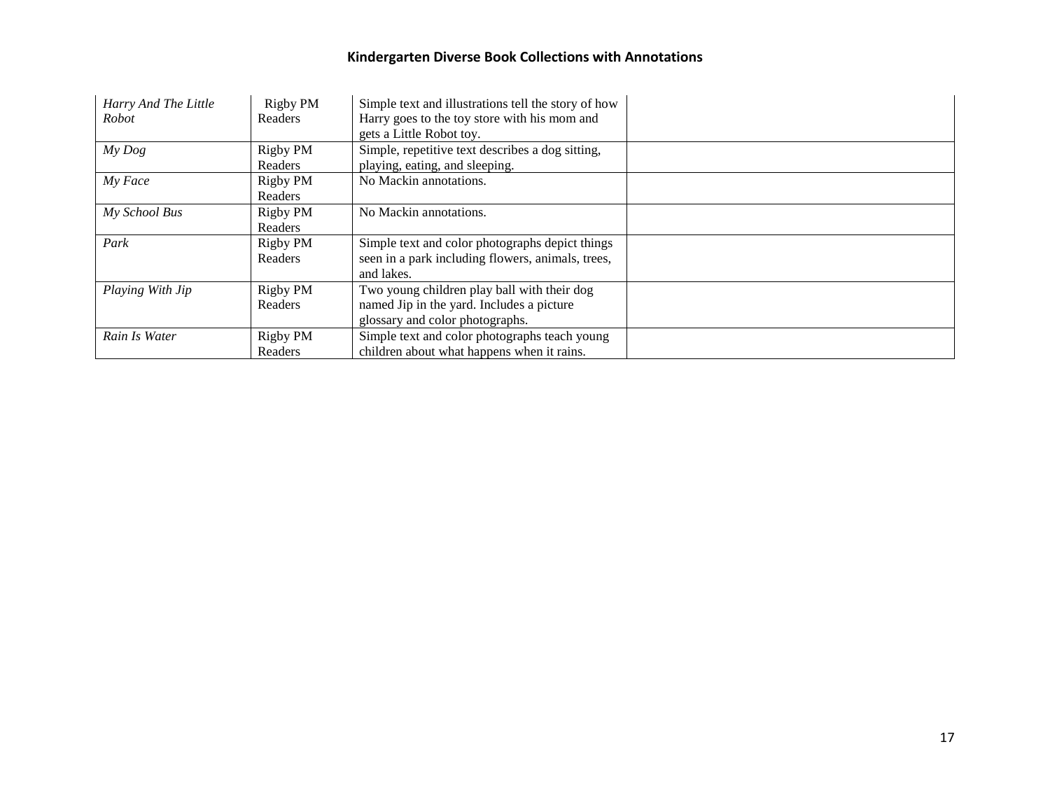## Kindergarten Diverse Book Collections with Annotations

| | | | |
|---|---|---|---|
| *Harry And The Little Robot* | Rigby PM Readers | Simple text and illustrations tell the story of how Harry goes to the toy store with his mom and gets a Little Robot toy. | |
| *My Dog* | Rigby PM Readers | Simple, repetitive text describes a dog sitting, playing, eating, and sleeping. | |
| *My Face* | Rigby PM Readers | No Mackin annotations. | |
| *My School Bus* | Rigby PM Readers | No Mackin annotations. | |
| *Park* | Rigby PM Readers | Simple text and color photographs depict things seen in a park including flowers, animals, trees, and lakes. | |
| *Playing With Jip* | Rigby PM Readers | Two young children play ball with their dog named Jip in the yard. Includes a picture glossary and color photographs. | |
| *Rain Is Water* | Rigby PM Readers | Simple text and color photographs teach young children about what happens when it rains. | |